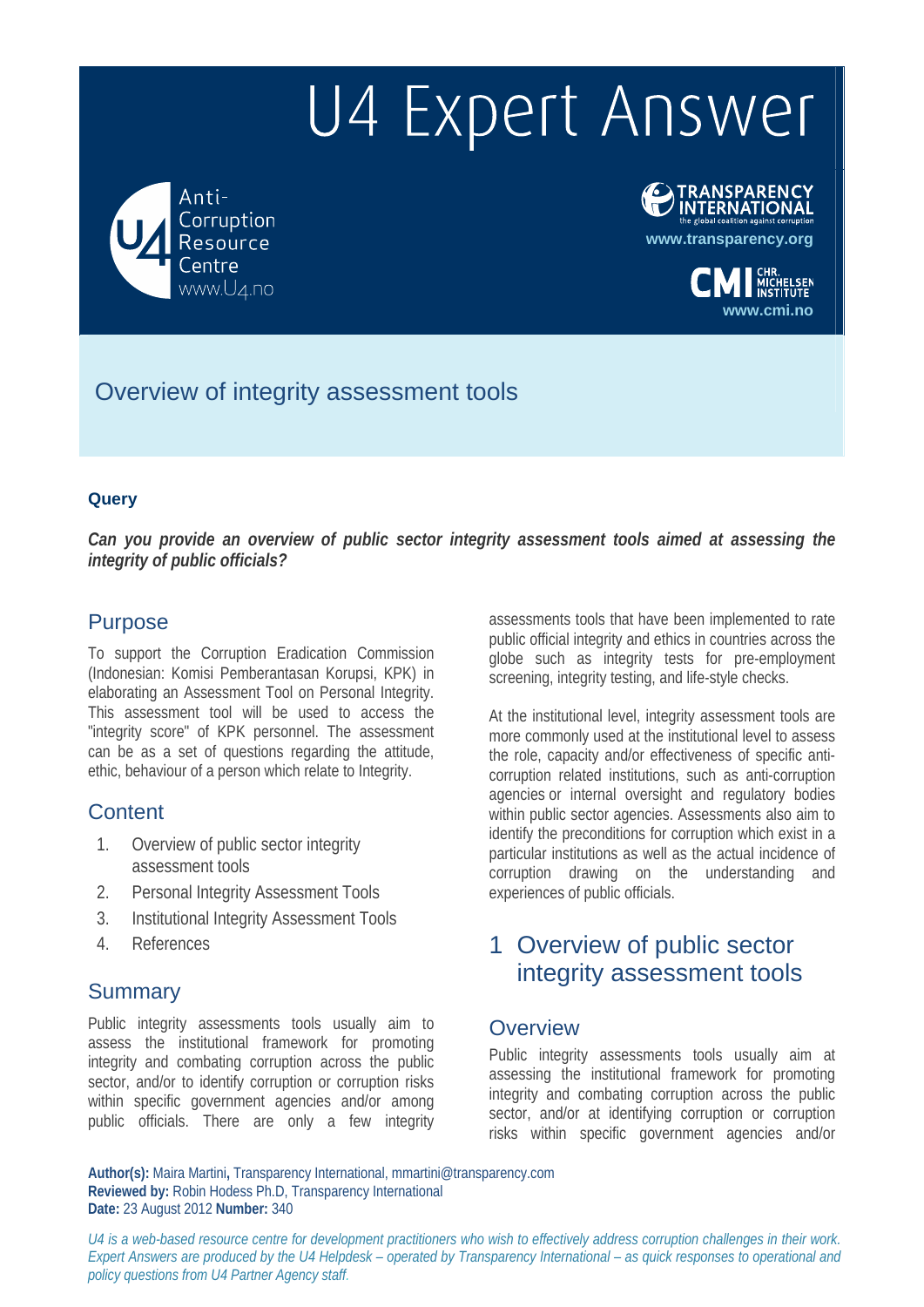# U4 Expert Answer

Anti-Corruption Resource Centre
www.U4.no

TRANSPARENCY INTERNATIONAL
the global coalition against corruption
www.transparency.org

CMI CHR. MICHELSEN INSTITUTE
www.cmi.no

## Overview of integrity assessment tools

**Query**

***Can you provide an overview of public sector integrity assessment tools aimed at assessing the integrity of public officials?***

## Purpose

To support the Corruption Eradication Commission (Indonesian: Komisi Pemberantasan Korupsi, KPK) in elaborating an Assessment Tool on Personal Integrity. This assessment tool will be used to access the "integrity score" of KPK personnel. The assessment can be as a set of questions regarding the attitude, ethic, behaviour of a person which relate to Integrity.

## Content

1. Overview of public sector integrity assessment tools
2. Personal Integrity Assessment Tools
3. Institutional Integrity Assessment Tools
4. References

## Summary

Public integrity assessments tools usually aim to assess the institutional framework for promoting integrity and combating corruption across the public sector, and/or to identify corruption or corruption risks within specific government agencies and/or among public officials. There are only a few integrity assessments tools that have been implemented to rate public official integrity and ethics in countries across the globe such as integrity tests for pre-employment screening, integrity testing, and life-style checks.

At the institutional level, integrity assessment tools are more commonly used at the institutional level to assess the role, capacity and/or effectiveness of specific anti-corruption related institutions, such as anti-corruption agencies or internal oversight and regulatory bodies within public sector agencies. Assessments also aim to identify the preconditions for corruption which exist in a particular institutions as well as the actual incidence of corruption drawing on the understanding and experiences of public officials.

## 1 Overview of public sector integrity assessment tools

### Overview

Public integrity assessments tools usually aim at assessing the institutional framework for promoting integrity and combating corruption across the public sector, and/or at identifying corruption or corruption risks within specific government agencies and/or

**Author(s):** Maira Martini**,** Transparency International, mmartini@transparency.com
**Reviewed by:** Robin Hodess Ph.D, Transparency International
**Date:** 23 August 2012 **Number:** 340

*U4 is a web-based resource centre for development practitioners who wish to effectively address corruption challenges in their work. Expert Answers are produced by the U4 Helpdesk – operated by Transparency International – as quick responses to operational and policy questions from U4 Partner Agency staff.*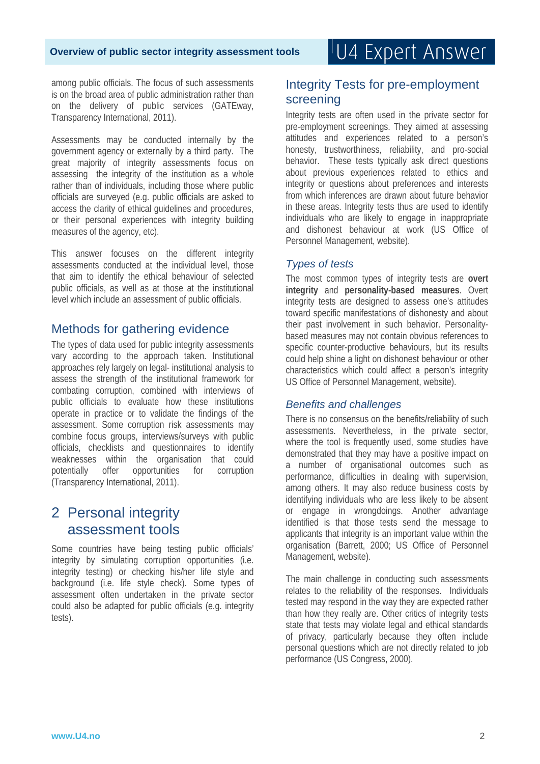among public officials. The focus of such assessments is on the broad area of public administration rather than on the delivery of public services (GATEway, Transparency International, 2011).

Assessments may be conducted internally by the government agency or externally by a third party. The great majority of integrity assessments focus on assessing the integrity of the institution as a whole rather than of individuals, including those where public officials are surveyed (e.g. public officials are asked to access the clarity of ethical guidelines and procedures, or their personal experiences with integrity building measures of the agency, etc).

This answer focuses on the different integrity assessments conducted at the individual level, those that aim to identify the ethical behaviour of selected public officials, as well as at those at the institutional level which include an assessment of public officials.

## Methods for gathering evidence

The types of data used for public integrity assessments vary according to the approach taken. Institutional approaches rely largely on legal- institutional analysis to assess the strength of the institutional framework for combating corruption, combined with interviews of public officials to evaluate how these institutions operate in practice or to validate the findings of the assessment. Some corruption risk assessments may combine focus groups, interviews/surveys with public officials, checklists and questionnaires to identify weaknesses within the organisation that could potentially offer opportunities for corruption (Transparency International, 2011).

# 2 Personal integrity assessment tools

Some countries have being testing public officials' integrity by simulating corruption opportunities (i.e. integrity testing) or checking his/her life style and background (i.e. life style check). Some types of assessment often undertaken in the private sector could also be adapted for public officials (e.g. integrity tests).

## Integrity Tests for pre-employment screening

Integrity tests are often used in the private sector for pre-employment screenings. They aimed at assessing attitudes and experiences related to a person's honesty, trustworthiness, reliability, and pro-social behavior. These tests typically ask direct questions about previous experiences related to ethics and integrity or questions about preferences and interests from which inferences are drawn about future behavior in these areas. Integrity tests thus are used to identify individuals who are likely to engage in inappropriate and dishonest behaviour at work (US Office of Personnel Management, website).

### *Types of tests*

The most common types of integrity tests are **overt integrity** and **personality-based measures**. Overt integrity tests are designed to assess one's attitudes toward specific manifestations of dishonesty and about their past involvement in such behavior. Personality-based measures may not contain obvious references to specific counter-productive behaviours, but its results could help shine a light on dishonest behaviour or other characteristics which could affect a person's integrity US Office of Personnel Management, website).

### *Benefits and challenges*

There is no consensus on the benefits/reliability of such assessments. Nevertheless, in the private sector, where the tool is frequently used, some studies have demonstrated that they may have a positive impact on a number of organisational outcomes such as performance, difficulties in dealing with supervision, among others. It may also reduce business costs by identifying individuals who are less likely to be absent or engage in wrongdoings. Another advantage identified is that those tests send the message to applicants that integrity is an important value within the organisation (Barrett, 2000; US Office of Personnel Management, website).

The main challenge in conducting such assessments relates to the reliability of the responses. Individuals tested may respond in the way they are expected rather than how they really are. Other critics of integrity tests state that tests may violate legal and ethical standards of privacy, particularly because they often include personal questions which are not directly related to job performance (US Congress, 2000).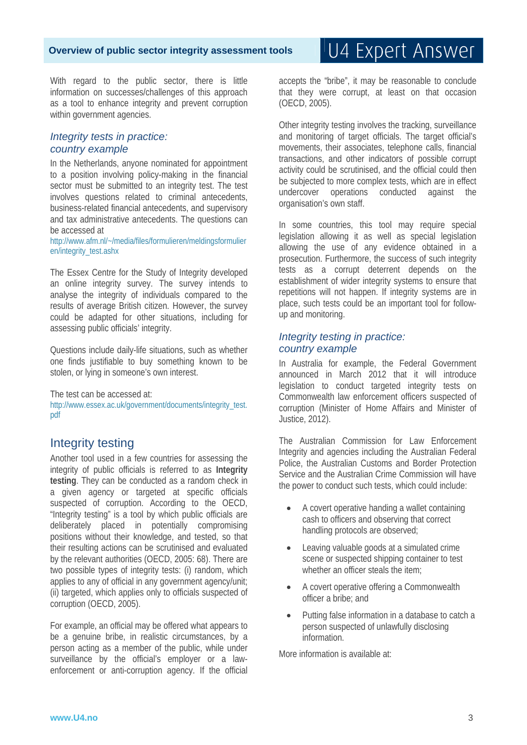With regard to the public sector, there is little information on successes/challenges of this approach as a tool to enhance integrity and prevent corruption within government agencies.

### *Integrity tests in practice: country example*

In the Netherlands, anyone nominated for appointment to a position involving policy-making in the financial sector must be submitted to an integrity test. The test involves questions related to criminal antecedents, business-related financial antecedents, and supervisory and tax administrative antecedents. The questions can be accessed at http://www.afm.nl/~/media/files/formulieren/meldingsformulieren/integrity_test.ashx

The Essex Centre for the Study of Integrity developed an online integrity survey. The survey intends to analyse the integrity of individuals compared to the results of average British citizen. However, the survey could be adapted for other situations, including for assessing public officials' integrity.

Questions include daily-life situations, such as whether one finds justifiable to buy something known to be stolen, or lying in someone's own interest.

The test can be accessed at: http://www.essex.ac.uk/government/documents/integrity_test.pdf

## Integrity testing

Another tool used in a few countries for assessing the integrity of public officials is referred to as **Integrity testing**. They can be conducted as a random check in a given agency or targeted at specific officials suspected of corruption. According to the OECD, "Integrity testing" is a tool by which public officials are deliberately placed in potentially compromising positions without their knowledge, and tested, so that their resulting actions can be scrutinised and evaluated by the relevant authorities (OECD, 2005: 68). There are two possible types of integrity tests: (i) random, which applies to any of official in any government agency/unit; (ii) targeted, which applies only to officials suspected of corruption (OECD, 2005).

For example, an official may be offered what appears to be a genuine bribe, in realistic circumstances, by a person acting as a member of the public, while under surveillance by the official's employer or a law-enforcement or anti-corruption agency. If the official accepts the "bribe", it may be reasonable to conclude that they were corrupt, at least on that occasion (OECD, 2005).

Other integrity testing involves the tracking, surveillance and monitoring of target officials. The target official's movements, their associates, telephone calls, financial transactions, and other indicators of possible corrupt activity could be scrutinised, and the official could then be subjected to more complex tests, which are in effect undercover operations conducted against the organisation's own staff.

In some countries, this tool may require special legislation allowing it as well as special legislation allowing the use of any evidence obtained in a prosecution. Furthermore, the success of such integrity tests as a corrupt deterrent depends on the establishment of wider integrity systems to ensure that repetitions will not happen. If integrity systems are in place, such tests could be an important tool for follow-up and monitoring.

### *Integrity testing in practice: country example*

In Australia for example, the Federal Government announced in March 2012 that it will introduce legislation to conduct targeted integrity tests on Commonwealth law enforcement officers suspected of corruption (Minister of Home Affairs and Minister of Justice, 2012).

The Australian Commission for Law Enforcement Integrity and agencies including the Australian Federal Police, the Australian Customs and Border Protection Service and the Australian Crime Commission will have the power to conduct such tests, which could include:

- A covert operative handing a wallet containing cash to officers and observing that correct handling protocols are observed;
- Leaving valuable goods at a simulated crime scene or suspected shipping container to test whether an officer steals the item;
- A covert operative offering a Commonwealth officer a bribe; and
- Putting false information in a database to catch a person suspected of unlawfully disclosing information.

More information is available at: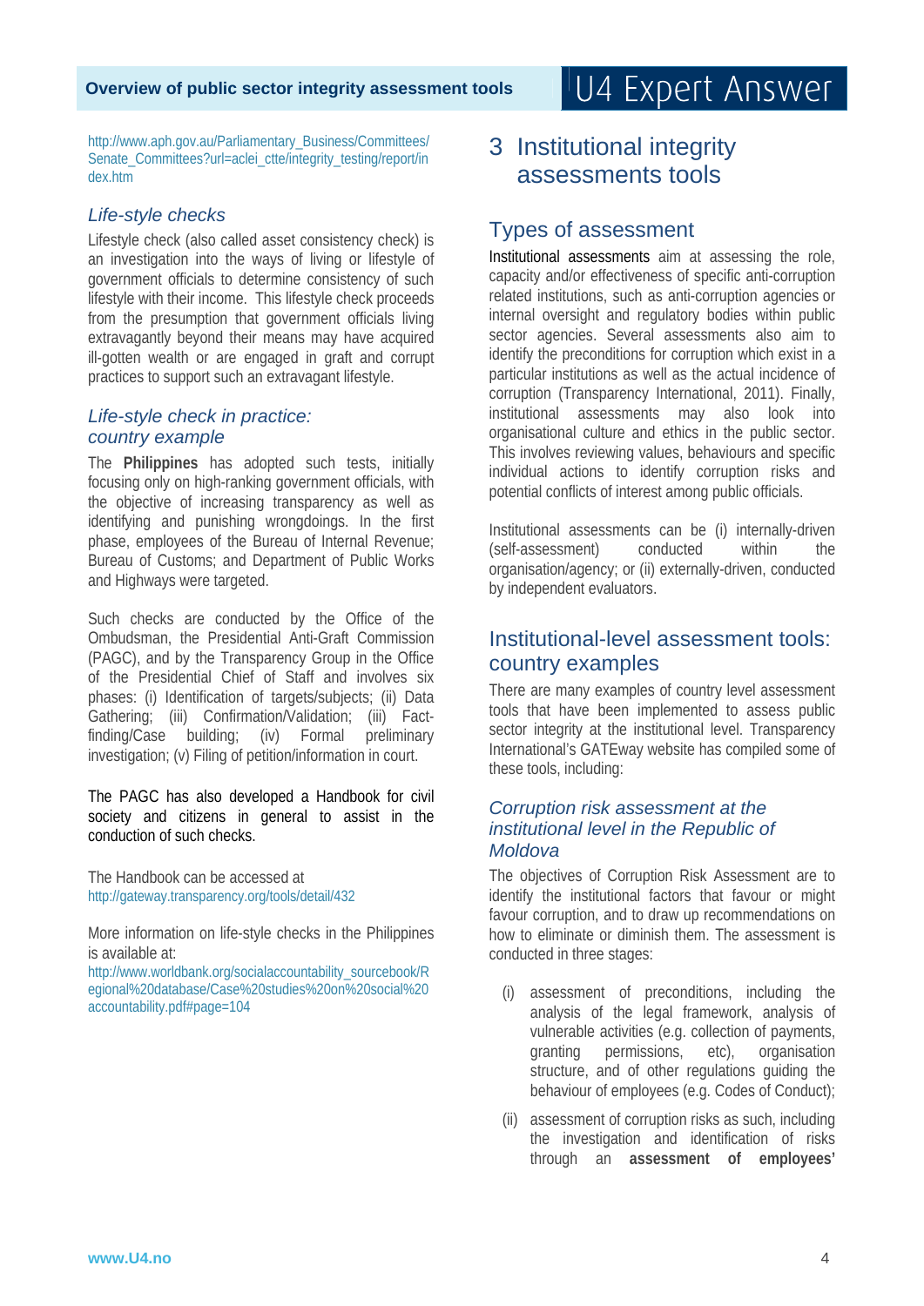http://www.aph.gov.au/Parliamentary_Business/Committees/Senate_Committees?url=aclei_ctte/integrity_testing/report/index.htm

### *Life-style checks*

Lifestyle check (also called asset consistency check) is an investigation into the ways of living or lifestyle of government officials to determine consistency of such lifestyle with their income. This lifestyle check proceeds from the presumption that government officials living extravagantly beyond their means may have acquired ill-gotten wealth or are engaged in graft and corrupt practices to support such an extravagant lifestyle.

### *Life-style check in practice: country example*

The **Philippines** has adopted such tests, initially focusing only on high-ranking government officials, with the objective of increasing transparency as well as identifying and punishing wrongdoings. In the first phase, employees of the Bureau of Internal Revenue; Bureau of Customs; and Department of Public Works and Highways were targeted.

Such checks are conducted by the Office of the Ombudsman, the Presidential Anti-Graft Commission (PAGC), and by the Transparency Group in the Office of the Presidential Chief of Staff and involves six phases: (i) Identification of targets/subjects; (ii) Data Gathering; (iii) Confirmation/Validation; (iii) Fact-finding/Case building; (iv) Formal preliminary investigation; (v) Filing of petition/information in court.

The PAGC has also developed a Handbook for civil society and citizens in general to assist in the conduction of such checks.

The Handbook can be accessed at http://gateway.transparency.org/tools/detail/432

More information on life-style checks in the Philippines is available at:
http://www.worldbank.org/socialaccountability_sourcebook/Regional%20database/Case%20studies%20on%20social%20accountability.pdf#page=104

# 3 Institutional integrity assessments tools

## Types of assessment

Institutional assessments aim at assessing the role, capacity and/or effectiveness of specific anti-corruption related institutions, such as anti-corruption agencies or internal oversight and regulatory bodies within public sector agencies. Several assessments also aim to identify the preconditions for corruption which exist in a particular institutions as well as the actual incidence of corruption (Transparency International, 2011). Finally, institutional assessments may also look into organisational culture and ethics in the public sector. This involves reviewing values, behaviours and specific individual actions to identify corruption risks and potential conflicts of interest among public officials.

Institutional assessments can be (i) internally-driven (self-assessment) conducted within the organisation/agency; or (ii) externally-driven, conducted by independent evaluators.

## Institutional-level assessment tools: country examples

There are many examples of country level assessment tools that have been implemented to assess public sector integrity at the institutional level. Transparency International's GATEway website has compiled some of these tools, including:

### *Corruption risk assessment at the institutional level in the Republic of Moldova*

The objectives of Corruption Risk Assessment are to identify the institutional factors that favour or might favour corruption, and to draw up recommendations on how to eliminate or diminish them. The assessment is conducted in three stages:

(i) assessment of preconditions, including the analysis of the legal framework, analysis of vulnerable activities (e.g. collection of payments, granting permissions, etc), organisation structure, and of other regulations guiding the behaviour of employees (e.g. Codes of Conduct);

(ii) assessment of corruption risks as such, including the investigation and identification of risks through an **assessment of employees'**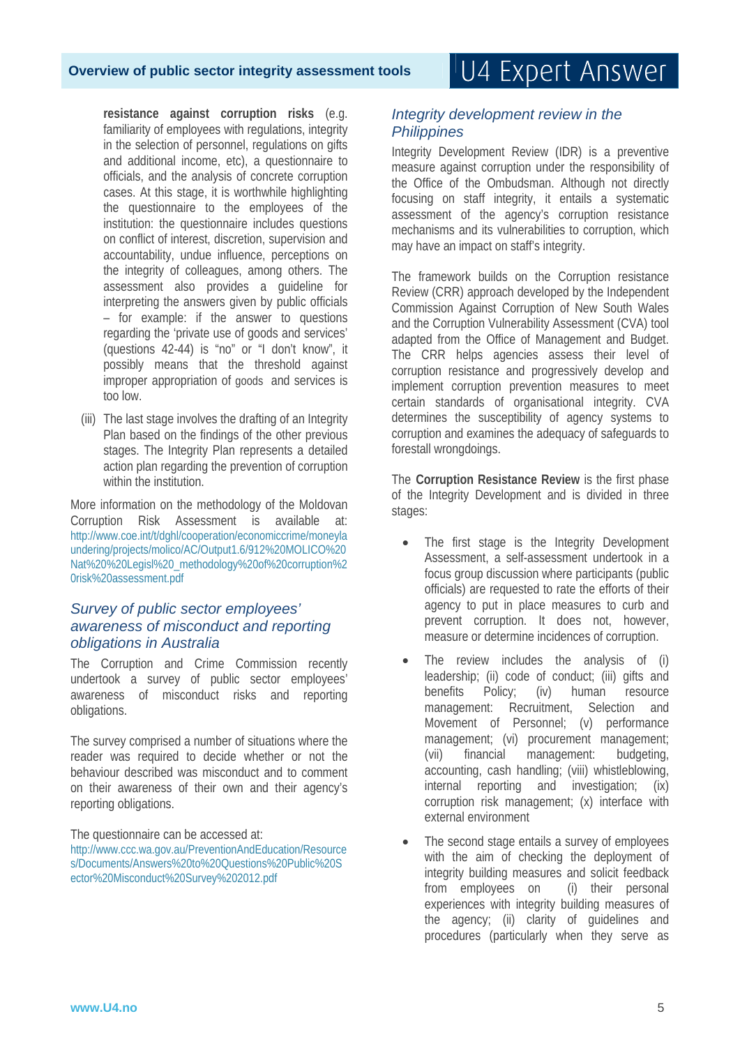**resistance against corruption risks** (e.g. familiarity of employees with regulations, integrity in the selection of personnel, regulations on gifts and additional income, etc), a questionnaire to officials, and the analysis of concrete corruption cases. At this stage, it is worthwhile highlighting the questionnaire to the employees of the institution: the questionnaire includes questions on conflict of interest, discretion, supervision and accountability, undue influence, perceptions on the integrity of colleagues, among others. The assessment also provides a guideline for interpreting the answers given by public officials – for example: if the answer to questions regarding the 'private use of goods and services' (questions 42-44) is "no" or "I don't know", it possibly means that the threshold against improper appropriation of goods and services is too low.

(iii) The last stage involves the drafting of an Integrity Plan based on the findings of the other previous stages. The Integrity Plan represents a detailed action plan regarding the prevention of corruption within the institution.

More information on the methodology of the Moldovan Corruption Risk Assessment is available at: http://www.coe.int/t/dghl/cooperation/economiccrime/moneylaundering/projects/molico/AC/Output1.6/912%20MOLICO%20Nat%20%20Legisl%20_methodology%20of%20corruption%20risk%20assessment.pdf

## *Survey of public sector employees' awareness of misconduct and reporting obligations in Australia*

The Corruption and Crime Commission recently undertook a survey of public sector employees' awareness of misconduct risks and reporting obligations.

The survey comprised a number of situations where the reader was required to decide whether or not the behaviour described was misconduct and to comment on their awareness of their own and their agency's reporting obligations.

The questionnaire can be accessed at: http://www.ccc.wa.gov.au/PreventionAndEducation/Resources/Documents/Answers%20to%20Questions%20Public%20Sector%20Misconduct%20Survey%202012.pdf

## *Integrity development review in the Philippines*

Integrity Development Review (IDR) is a preventive measure against corruption under the responsibility of the Office of the Ombudsman. Although not directly focusing on staff integrity, it entails a systematic assessment of the agency's corruption resistance mechanisms and its vulnerabilities to corruption, which may have an impact on staff's integrity.

The framework builds on the Corruption resistance Review (CRR) approach developed by the Independent Commission Against Corruption of New South Wales and the Corruption Vulnerability Assessment (CVA) tool adapted from the Office of Management and Budget. The CRR helps agencies assess their level of corruption resistance and progressively develop and implement corruption prevention measures to meet certain standards of organisational integrity. CVA determines the susceptibility of agency systems to corruption and examines the adequacy of safeguards to forestall wrongdoings.

The **Corruption Resistance Review** is the first phase of the Integrity Development and is divided in three stages:

- The first stage is the Integrity Development Assessment, a self-assessment undertook in a focus group discussion where participants (public officials) are requested to rate the efforts of their agency to put in place measures to curb and prevent corruption. It does not, however, measure or determine incidences of corruption.
- The review includes the analysis of (i) leadership; (ii) code of conduct; (iii) gifts and benefits Policy; (iv) human resource management: Recruitment, Selection and Movement of Personnel; (v) performance management; (vi) procurement management; (vii) financial management: budgeting, accounting, cash handling; (viii) whistleblowing, internal reporting and investigation; (ix) corruption risk management; (x) interface with external environment
- The second stage entails a survey of employees with the aim of checking the deployment of integrity building measures and solicit feedback from employees on (i) their personal experiences with integrity building measures of the agency; (ii) clarity of guidelines and procedures (particularly when they serve as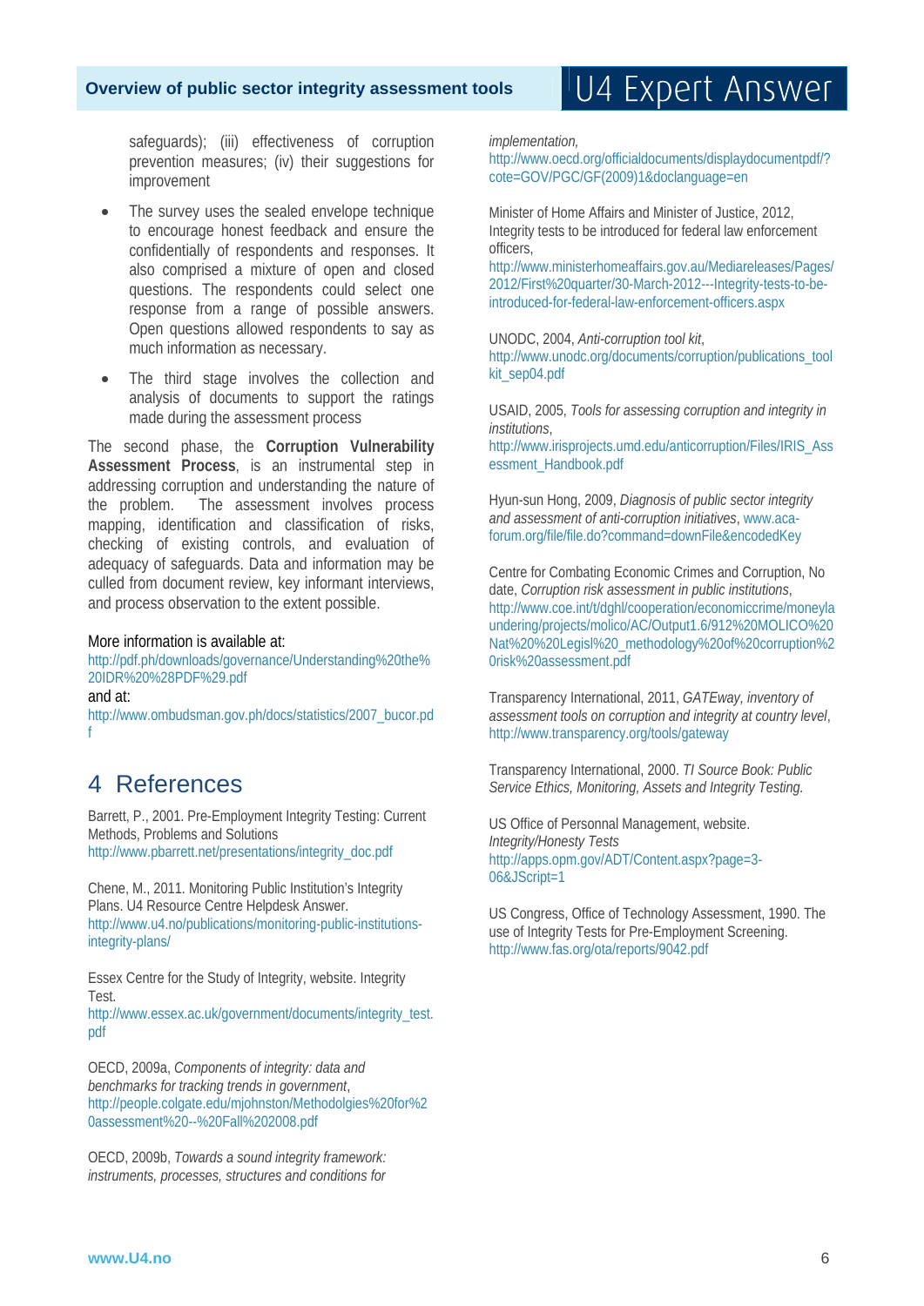safeguards); (iii) effectiveness of corruption prevention measures; (iv) their suggestions for improvement

- The survey uses the sealed envelope technique to encourage honest feedback and ensure the confidentially of respondents and responses. It also comprised a mixture of open and closed questions. The respondents could select one response from a range of possible answers. Open questions allowed respondents to say as much information as necessary.
- The third stage involves the collection and analysis of documents to support the ratings made during the assessment process

The second phase, the **Corruption Vulnerability Assessment Process**, is an instrumental step in addressing corruption and understanding the nature of the problem. The assessment involves process mapping, identification and classification of risks, checking of existing controls, and evaluation of adequacy of safeguards. Data and information may be culled from document review, key informant interviews, and process observation to the extent possible.

More information is available at:
http://pdf.ph/downloads/governance/Understanding%20the%20IDR%20%28PDF%29.pdf
and at:
http://www.ombudsman.gov.ph/docs/statistics/2007_bucor.pdf

# 4 References

Barrett, P., 2001. Pre-Employment Integrity Testing: Current Methods, Problems and Solutions
http://www.pbarrett.net/presentations/integrity_doc.pdf

Chene, M., 2011. Monitoring Public Institution's Integrity Plans. U4 Resource Centre Helpdesk Answer.
http://www.u4.no/publications/monitoring-public-institutions-integrity-plans/

Essex Centre for the Study of Integrity, website. Integrity Test.
http://www.essex.ac.uk/government/documents/integrity_test.pdf

OECD, 2009a, *Components of integrity: data and benchmarks for tracking trends in government*,
http://people.colgate.edu/mjohnston/Methodolgies%20for%20assessment%20--%20Fall%202008.pdf

OECD, 2009b, *Towards a sound integrity framework: instruments, processes, structures and conditions for implementation,*
http://www.oecd.org/officialdocuments/displaydocumentpdf/?cote=GOV/PGC/GF(2009)1&doclanguage=en

Minister of Home Affairs and Minister of Justice, 2012, Integrity tests to be introduced for federal law enforcement officers,
http://www.ministerhomeaffairs.gov.au/Mediareleases/Pages/2012/First%20quarter/30-March-2012---Integrity-tests-to-be-introduced-for-federal-law-enforcement-officers.aspx

UNODC, 2004, *Anti-corruption tool kit*,
http://www.unodc.org/documents/corruption/publications_toolkit_sep04.pdf

USAID, 2005, *Tools for assessing corruption and integrity in institutions*,
http://www.irisprojects.umd.edu/anticorruption/Files/IRIS_Assessment_Handbook.pdf

Hyun-sun Hong, 2009, *Diagnosis of public sector integrity and assessment of anti-corruption initiatives*, www.aca-forum.org/file/file.do?command=downFile&encodedKey

Centre for Combating Economic Crimes and Corruption, No date, *Corruption risk assessment in public institutions*,
http://www.coe.int/t/dghl/cooperation/economiccrime/moneylaundering/projects/molico/AC/Output1.6/912%20MOLICO%20Nat%20%20Legisl%20_methodology%20of%20corruption%20risk%20assessment.pdf

Transparency International, 2011, *GATEway, inventory of assessment tools on corruption and integrity at country level*,
http://www.transparency.org/tools/gateway

Transparency International, 2000. *TI Source Book: Public Service Ethics, Monitoring, Assets and Integrity Testing.*

US Office of Personnal Management, website. *Integrity/Honesty Tests*
http://apps.opm.gov/ADT/Content.aspx?page=3-06&JScript=1

US Congress, Office of Technology Assessment, 1990. The use of Integrity Tests for Pre-Employment Screening.
http://www.fas.org/ota/reports/9042.pdf